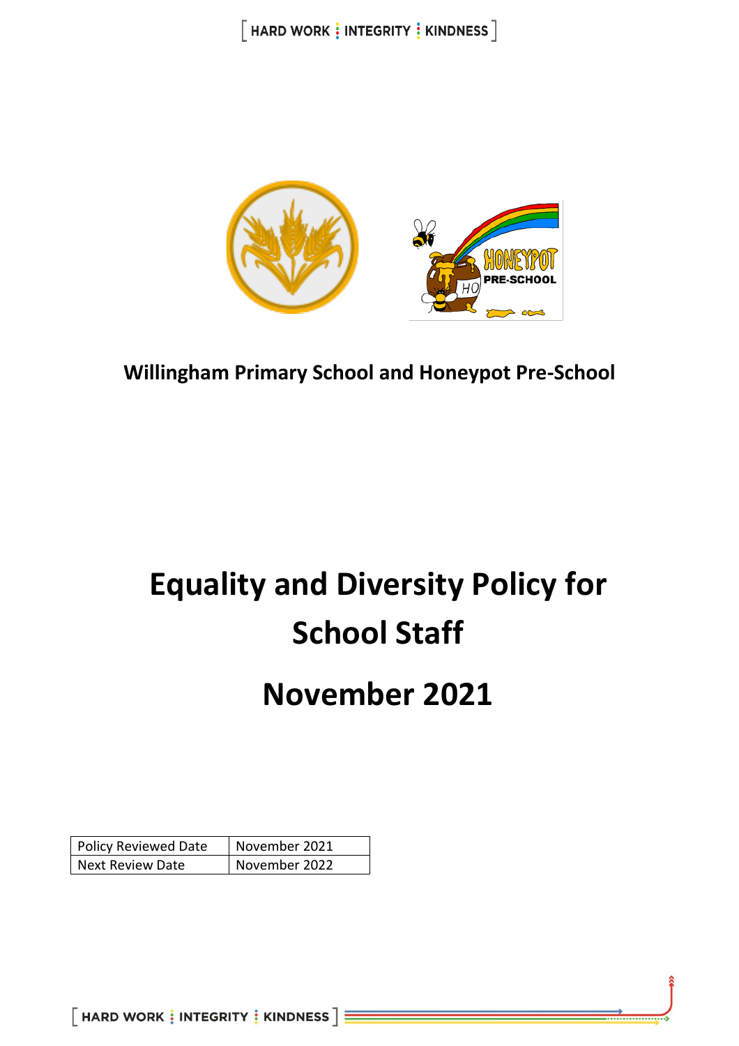**Willingham Primary School and Honeypot Pre-School**

# Equality and Diversity Policy for School Staff

# November 2021

| Policy Reviewed Date | November 2021 |
|---|---|
| Next Review Date | November 2022 |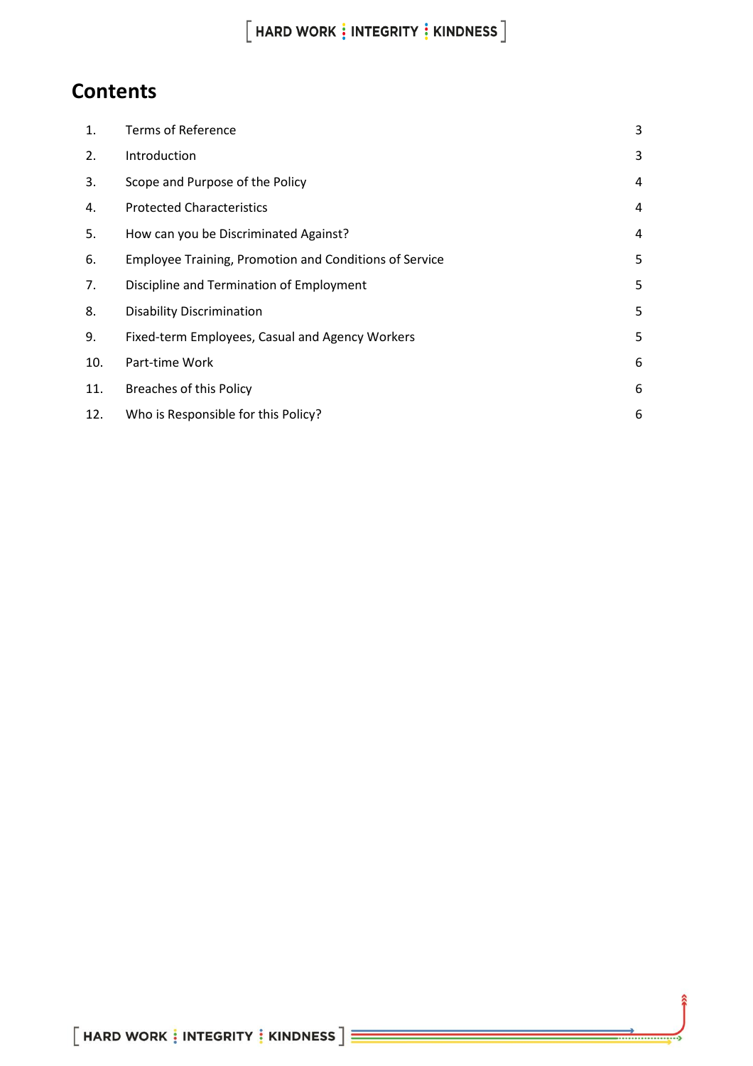# Contents

| | | |
|---|---|---|
| 1. | Terms of Reference | 3 |
| 2. | Introduction | 3 |
| 3. | Scope and Purpose of the Policy | 4 |
| 4. | Protected Characteristics | 4 |
| 5. | How can you be Discriminated Against? | 4 |
| 6. | Employee Training, Promotion and Conditions of Service | 5 |
| 7. | Discipline and Termination of Employment | 5 |
| 8. | Disability Discrimination | 5 |
| 9. | Fixed-term Employees, Casual and Agency Workers | 5 |
| 10. | Part-time Work | 6 |
| 11. | Breaches of this Policy | 6 |
| 12. | Who is Responsible for this Policy? | 6 |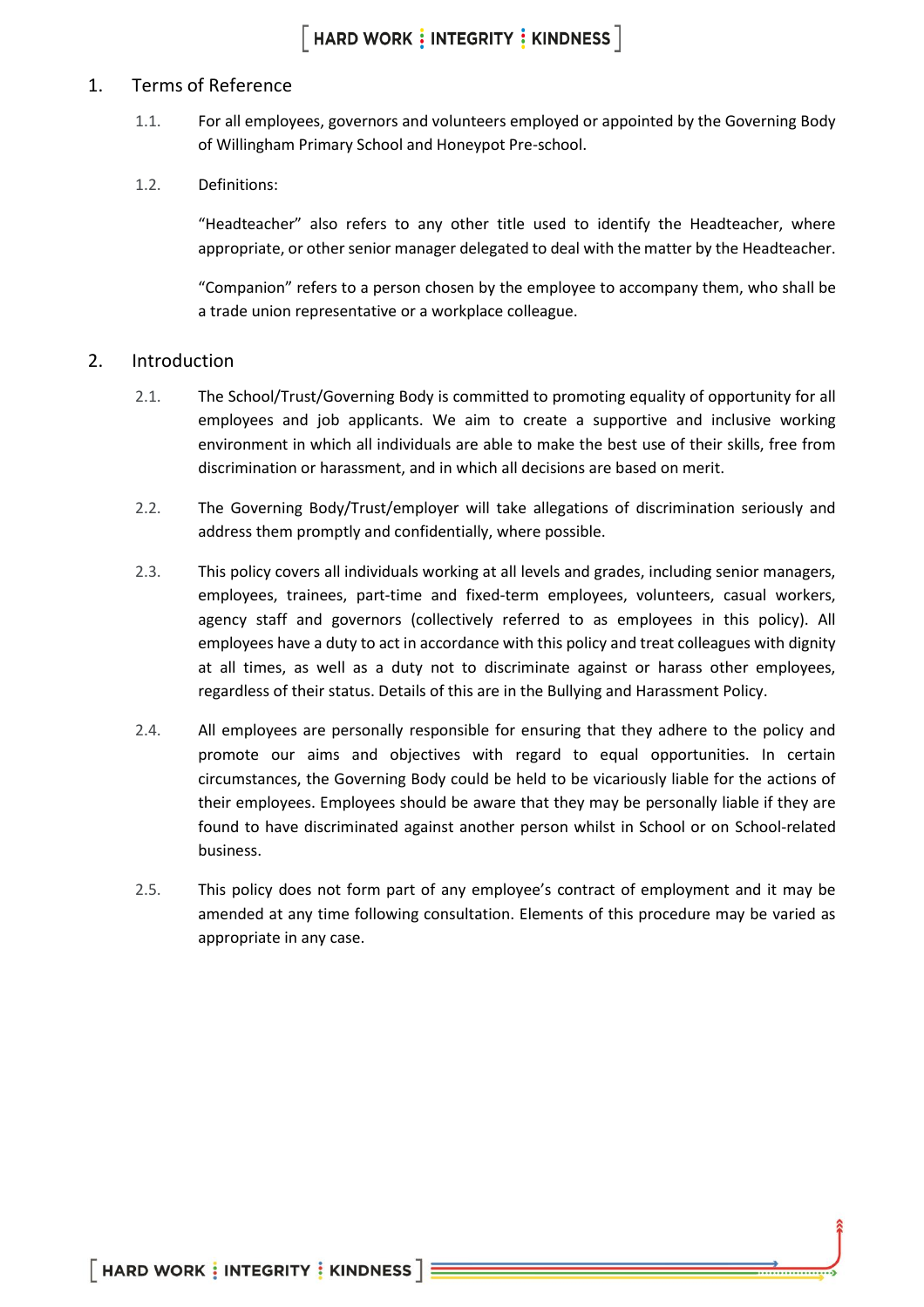## 1. Terms of Reference

1.1. For all employees, governors and volunteers employed or appointed by the Governing Body of Willingham Primary School and Honeypot Pre-school.

1.2. Definitions:

"Headteacher" also refers to any other title used to identify the Headteacher, where appropriate, or other senior manager delegated to deal with the matter by the Headteacher.

"Companion" refers to a person chosen by the employee to accompany them, who shall be a trade union representative or a workplace colleague.

## 2. Introduction

2.1. The School/Trust/Governing Body is committed to promoting equality of opportunity for all employees and job applicants. We aim to create a supportive and inclusive working environment in which all individuals are able to make the best use of their skills, free from discrimination or harassment, and in which all decisions are based on merit.

2.2. The Governing Body/Trust/employer will take allegations of discrimination seriously and address them promptly and confidentially, where possible.

2.3. This policy covers all individuals working at all levels and grades, including senior managers, employees, trainees, part-time and fixed-term employees, volunteers, casual workers, agency staff and governors (collectively referred to as employees in this policy). All employees have a duty to act in accordance with this policy and treat colleagues with dignity at all times, as well as a duty not to discriminate against or harass other employees, regardless of their status. Details of this are in the Bullying and Harassment Policy.

2.4. All employees are personally responsible for ensuring that they adhere to the policy and promote our aims and objectives with regard to equal opportunities. In certain circumstances, the Governing Body could be held to be vicariously liable for the actions of their employees. Employees should be aware that they may be personally liable if they are found to have discriminated against another person whilst in School or on School-related business.

2.5. This policy does not form part of any employee's contract of employment and it may be amended at any time following consultation. Elements of this procedure may be varied as appropriate in any case.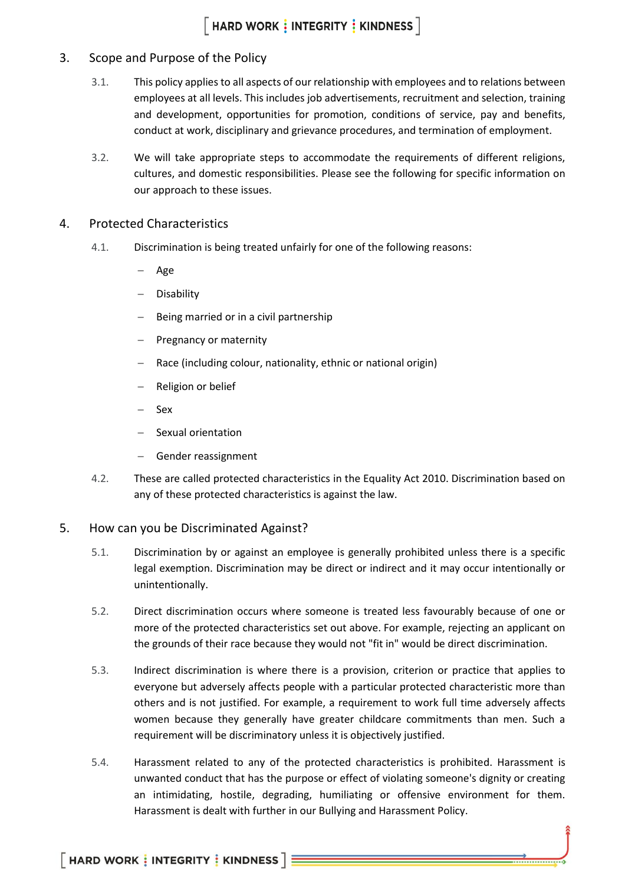## 3. Scope and Purpose of the Policy

3.1. This policy applies to all aspects of our relationship with employees and to relations between employees at all levels. This includes job advertisements, recruitment and selection, training and development, opportunities for promotion, conditions of service, pay and benefits, conduct at work, disciplinary and grievance procedures, and termination of employment.

3.2. We will take appropriate steps to accommodate the requirements of different religions, cultures, and domestic responsibilities. Please see the following for specific information on our approach to these issues.

## 4. Protected Characteristics

4.1. Discrimination is being treated unfairly for one of the following reasons:

- Age
- Disability
- Being married or in a civil partnership
- Pregnancy or maternity
- Race (including colour, nationality, ethnic or national origin)
- Religion or belief
- Sex
- Sexual orientation
- Gender reassignment

4.2. These are called protected characteristics in the Equality Act 2010. Discrimination based on any of these protected characteristics is against the law.

## 5. How can you be Discriminated Against?

5.1. Discrimination by or against an employee is generally prohibited unless there is a specific legal exemption. Discrimination may be direct or indirect and it may occur intentionally or unintentionally.

5.2. Direct discrimination occurs where someone is treated less favourably because of one or more of the protected characteristics set out above. For example, rejecting an applicant on the grounds of their race because they would not "fit in" would be direct discrimination.

5.3. Indirect discrimination is where there is a provision, criterion or practice that applies to everyone but adversely affects people with a particular protected characteristic more than others and is not justified. For example, a requirement to work full time adversely affects women because they generally have greater childcare commitments than men. Such a requirement will be discriminatory unless it is objectively justified.

5.4. Harassment related to any of the protected characteristics is prohibited. Harassment is unwanted conduct that has the purpose or effect of violating someone's dignity or creating an intimidating, hostile, degrading, humiliating or offensive environment for them. Harassment is dealt with further in our Bullying and Harassment Policy.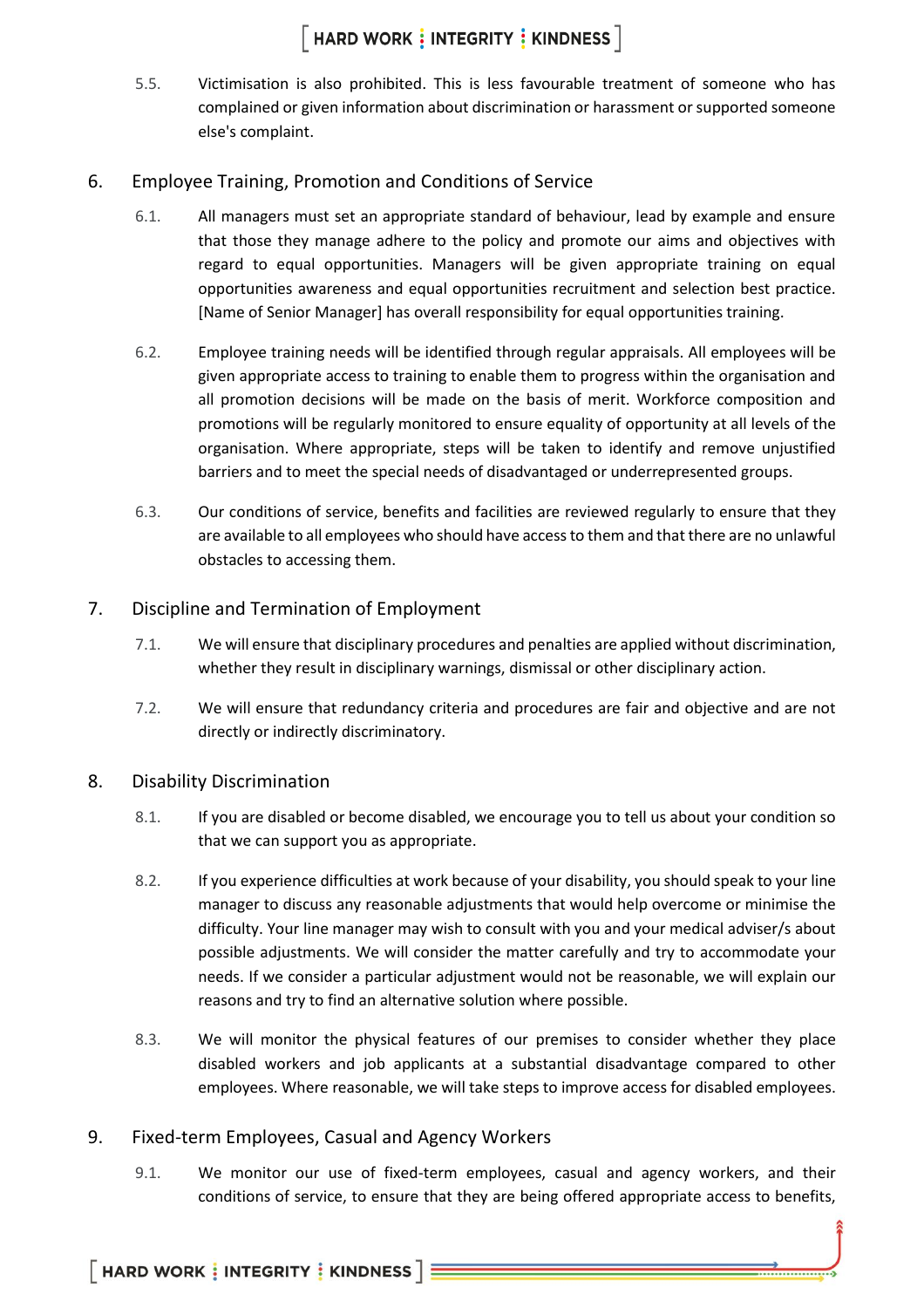5.5. Victimisation is also prohibited. This is less favourable treatment of someone who has complained or given information about discrimination or harassment or supported someone else's complaint.

## 6. Employee Training, Promotion and Conditions of Service

6.1. All managers must set an appropriate standard of behaviour, lead by example and ensure that those they manage adhere to the policy and promote our aims and objectives with regard to equal opportunities. Managers will be given appropriate training on equal opportunities awareness and equal opportunities recruitment and selection best practice. [Name of Senior Manager] has overall responsibility for equal opportunities training.

6.2. Employee training needs will be identified through regular appraisals. All employees will be given appropriate access to training to enable them to progress within the organisation and all promotion decisions will be made on the basis of merit. Workforce composition and promotions will be regularly monitored to ensure equality of opportunity at all levels of the organisation. Where appropriate, steps will be taken to identify and remove unjustified barriers and to meet the special needs of disadvantaged or underrepresented groups.

6.3. Our conditions of service, benefits and facilities are reviewed regularly to ensure that they are available to all employees who should have access to them and that there are no unlawful obstacles to accessing them.

## 7. Discipline and Termination of Employment

7.1. We will ensure that disciplinary procedures and penalties are applied without discrimination, whether they result in disciplinary warnings, dismissal or other disciplinary action.

7.2. We will ensure that redundancy criteria and procedures are fair and objective and are not directly or indirectly discriminatory.

## 8. Disability Discrimination

8.1. If you are disabled or become disabled, we encourage you to tell us about your condition so that we can support you as appropriate.

8.2. If you experience difficulties at work because of your disability, you should speak to your line manager to discuss any reasonable adjustments that would help overcome or minimise the difficulty. Your line manager may wish to consult with you and your medical adviser/s about possible adjustments. We will consider the matter carefully and try to accommodate your needs. If we consider a particular adjustment would not be reasonable, we will explain our reasons and try to find an alternative solution where possible.

8.3. We will monitor the physical features of our premises to consider whether they place disabled workers and job applicants at a substantial disadvantage compared to other employees. Where reasonable, we will take steps to improve access for disabled employees.

## 9. Fixed-term Employees, Casual and Agency Workers

9.1. We monitor our use of fixed-term employees, casual and agency workers, and their conditions of service, to ensure that they are being offered appropriate access to benefits,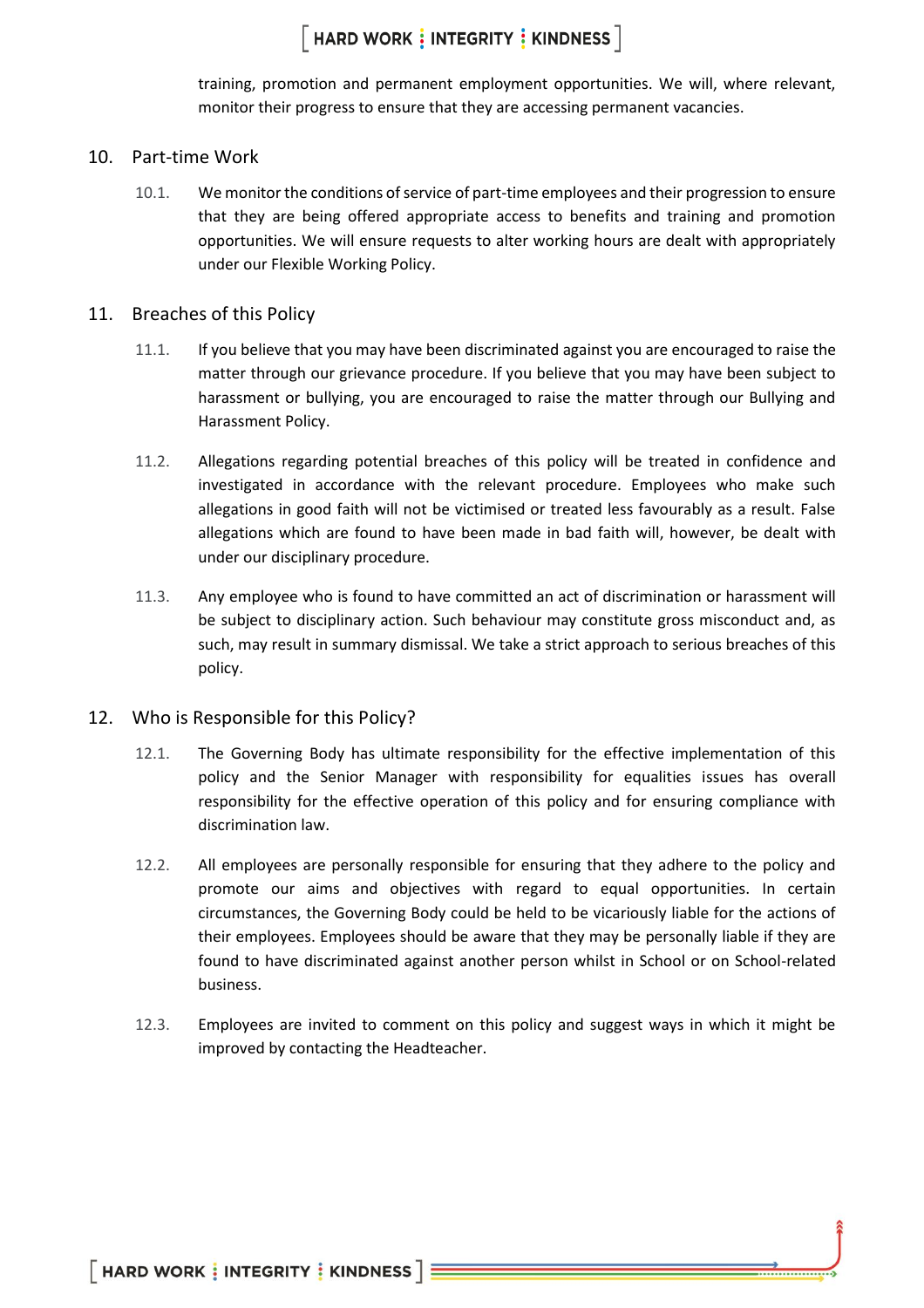training, promotion and permanent employment opportunities. We will, where relevant, monitor their progress to ensure that they are accessing permanent vacancies.

## 10. Part-time Work

10.1. We monitor the conditions of service of part-time employees and their progression to ensure that they are being offered appropriate access to benefits and training and promotion opportunities. We will ensure requests to alter working hours are dealt with appropriately under our Flexible Working Policy.

## 11. Breaches of this Policy

11.1. If you believe that you may have been discriminated against you are encouraged to raise the matter through our grievance procedure. If you believe that you may have been subject to harassment or bullying, you are encouraged to raise the matter through our Bullying and Harassment Policy.

11.2. Allegations regarding potential breaches of this policy will be treated in confidence and investigated in accordance with the relevant procedure. Employees who make such allegations in good faith will not be victimised or treated less favourably as a result. False allegations which are found to have been made in bad faith will, however, be dealt with under our disciplinary procedure.

11.3. Any employee who is found to have committed an act of discrimination or harassment will be subject to disciplinary action. Such behaviour may constitute gross misconduct and, as such, may result in summary dismissal. We take a strict approach to serious breaches of this policy.

## 12. Who is Responsible for this Policy?

12.1. The Governing Body has ultimate responsibility for the effective implementation of this policy and the Senior Manager with responsibility for equalities issues has overall responsibility for the effective operation of this policy and for ensuring compliance with discrimination law.

12.2. All employees are personally responsible for ensuring that they adhere to the policy and promote our aims and objectives with regard to equal opportunities. In certain circumstances, the Governing Body could be held to be vicariously liable for the actions of their employees. Employees should be aware that they may be personally liable if they are found to have discriminated against another person whilst in School or on School-related business.

12.3. Employees are invited to comment on this policy and suggest ways in which it might be improved by contacting the Headteacher.